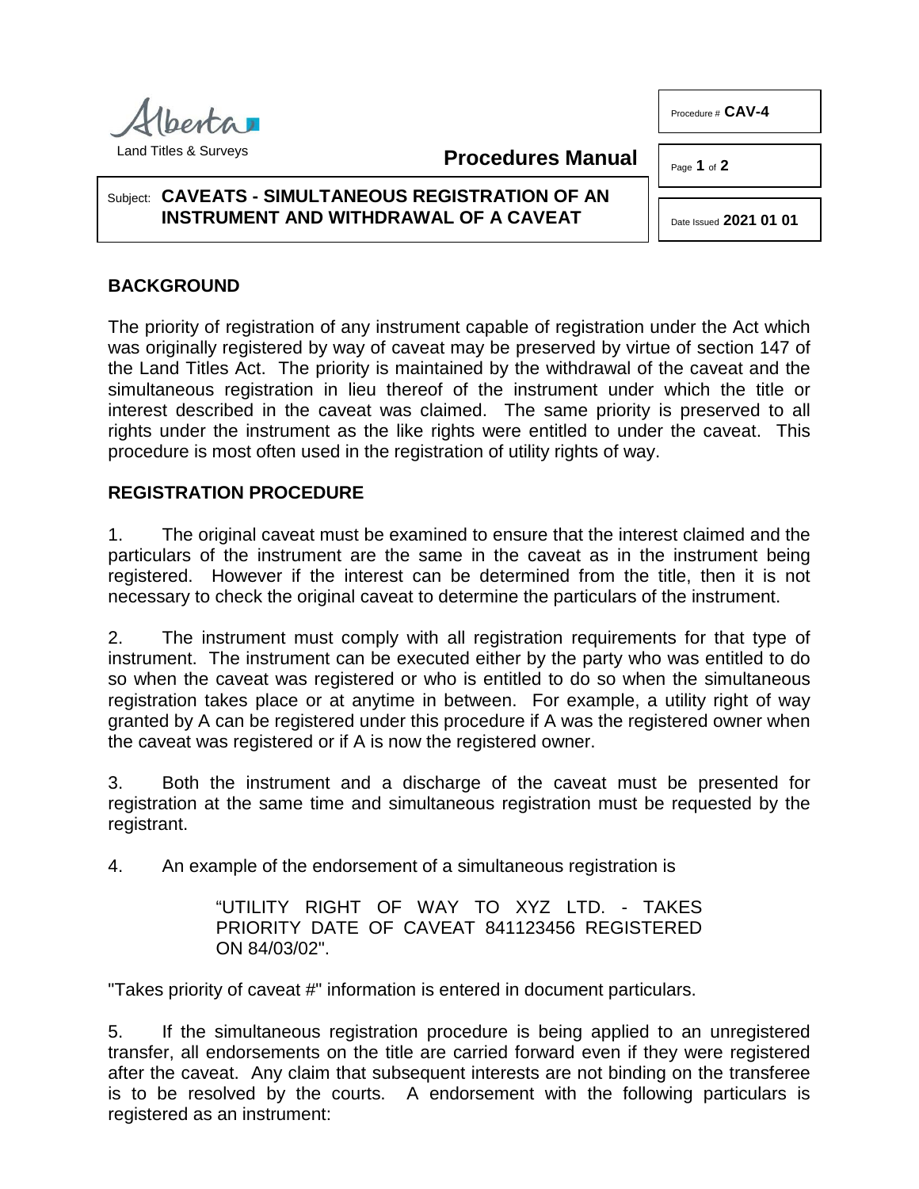Land Titles & Surveys

**Procedures Manual**

Procedure # **CAV-4**

Date Issued **2021 01 01**

Subject: **CAVEATS - SIMULTANEOUS REGISTRATION OF AN INSTRUMENT AND WITHDRAWAL OF A CAVEAT**

## BACKGROUND

The priority of registration of any instrument capable of registration under the Act which was originally registered by way of caveat may be preserved by virtue of section 147 of the Land Titles Act. The priority is maintained by the withdrawal of the caveat and the simultaneous registration in lieu thereof of the instrument under which the title or interest described in the caveat was claimed. The same priority is preserved to all rights under the instrument as the like rights were entitled to under the caveat. This procedure is most often used in the registration of utility rights of way.

## REGISTRATION PROCEDURE

1. The original caveat must be examined to ensure that the interest claimed and the particulars of the instrument are the same in the caveat as in the instrument being registered. However if the interest can be determined from the title, then it is not necessary to check the original caveat to determine the particulars of the instrument.

2. The instrument must comply with all registration requirements for that type of instrument. The instrument can be executed either by the party who was entitled to do so when the caveat was registered or who is entitled to do so when the simultaneous registration takes place or at anytime in between. For example, a utility right of way granted by A can be registered under this procedure if A was the registered owner when the caveat was registered or if A is now the registered owner.

3. Both the instrument and a discharge of the caveat must be presented for registration at the same time and simultaneous registration must be requested by the registrant.

4. An example of the endorsement of a simultaneous registration is

> "UTILITY RIGHT OF WAY TO XYZ LTD. - TAKES PRIORITY DATE OF CAVEAT 841123456 REGISTERED ON 84/03/02".

"Takes priority of caveat #" information is entered in document particulars.

5. If the simultaneous registration procedure is being applied to an unregistered transfer, all endorsements on the title are carried forward even if they were registered after the caveat. Any claim that subsequent interests are not binding on the transferee is to be resolved by the courts. A endorsement with the following particulars is registered as an instrument: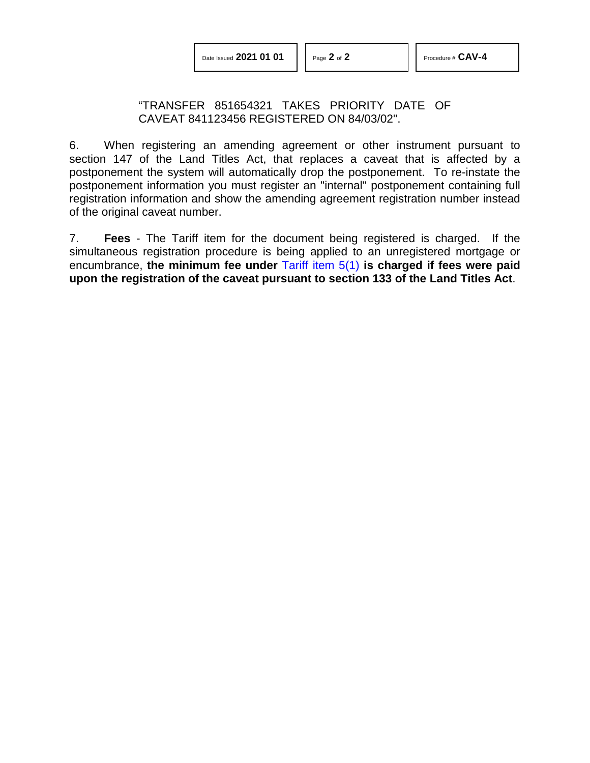"TRANSFER 851654321 TAKES PRIORITY DATE OF CAVEAT 841123456 REGISTERED ON 84/03/02".

6. When registering an amending agreement or other instrument pursuant to section 147 of the Land Titles Act, that replaces a caveat that is affected by a postponement the system will automatically drop the postponement. To re-instate the postponement information you must register an "internal" postponement containing full registration information and show the amending agreement registration number instead of the original caveat number.

7. **Fees** - The Tariff item for the document being registered is charged. If the simultaneous registration procedure is being applied to an unregistered mortgage or encumbrance, **the minimum fee under** Tariff item 5(1) **is charged if fees were paid upon the registration of the caveat pursuant to section 133 of the Land Titles Act**.